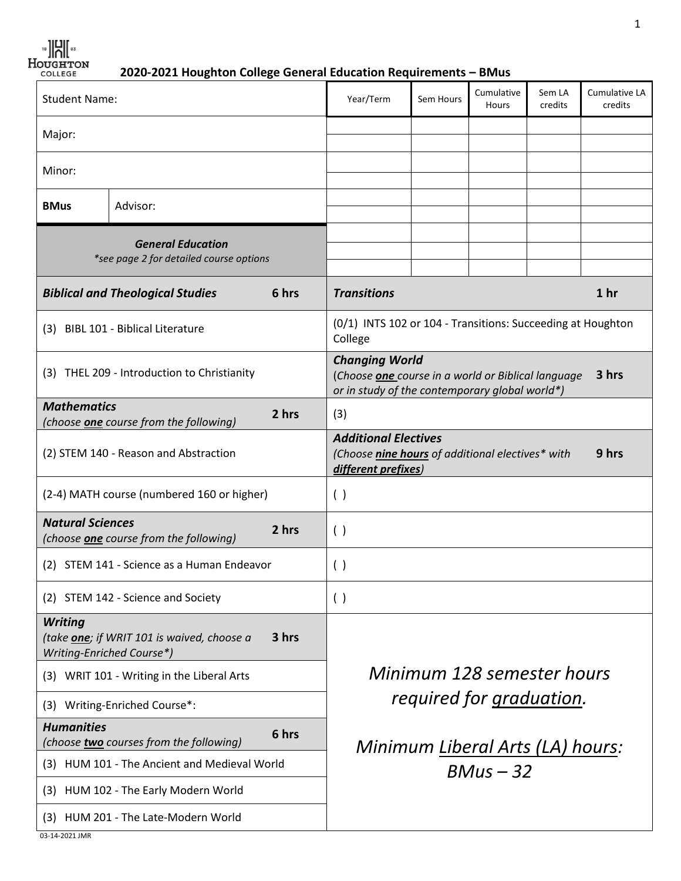# 2020-2021 Houghton College General Education Requirements – BMus

| Student Name: | | Year/Term | Sem Hours | Cumulative Hours | Sem LA credits | Cumulative LA credits |
|---|---|---|---|---|---|---|
| Major: | | | | | | |
| | | | | | | |
| Minor: | | | | | | |
| | | | | | | |
| **BMus** | Advisor: | | | | | |
| | | | | | | |
| | | | | | | |
| | | | | | | |
| | | | | | | |

***General Education***
*\*see page 2 for detailed course options*

| General Education | | Requirements | |
|---|---|---|---|
| ***Biblical and Theological Studies*** | **6 hrs** | ***Transitions*** | **1 hr** |
| (3) BIBL 101 - Biblical Literature | | (0/1) INTS 102 or 104 - Transitions: Succeeding at Houghton College | |
| (3) THEL 209 - Introduction to Christianity | | ***Changing World*** (*Choose **one** course in a world or Biblical language or in study of the contemporary global world\**) | **3 hrs** |
| ***Mathematics*** (*choose **one** course from the following*) | **2 hrs** | (3) | |
| (2) STEM 140 - Reason and Abstraction | | ***Additional Electives*** (*Choose **nine hours** of additional electives\* with **different prefixes***) | **9 hrs** |
| (2-4) MATH course (numbered 160 or higher) | | ( ) | |
| ***Natural Sciences*** (*choose **one** course from the following*) | **2 hrs** | ( ) | |
| (2) STEM 141 - Science as a Human Endeavor | | ( ) | |
| (2) STEM 142 - Science and Society | | ( ) | |
| ***Writing*** (*take **one**; if WRIT 101 is waived, choose a Writing-Enriched Course\**) | **3 hrs** | | |
| (3) WRIT 101 - Writing in the Liberal Arts | | | |
| (3) Writing-Enriched Course*: | | | |
| ***Humanities*** (*choose **two** courses from the following*) | **6 hrs** | | |
| (3) HUM 101 - The Ancient and Medieval World | | | |
| (3) HUM 102 - The Early Modern World | | | |
| (3) HUM 201 - The Late-Modern World | | | |

*Minimum 128 semester hours required for graduation.*

*Minimum Liberal Arts (LA) hours: BMus – 32*

03-14-2021 JMR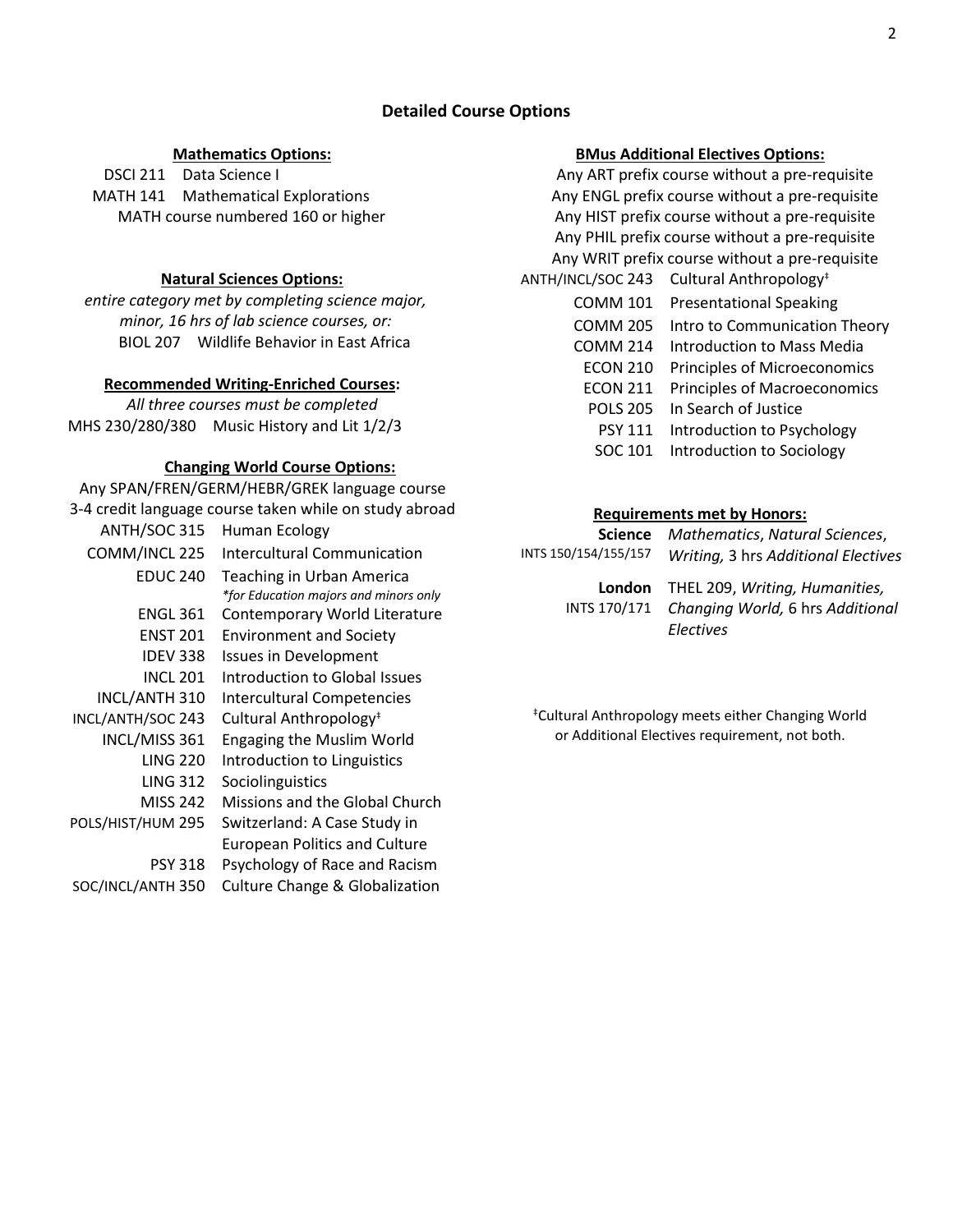## Detailed Course Options

### Mathematics Options:

DSCI 211 Data Science I
MATH 141 Mathematical Explorations
MATH course numbered 160 or higher

### Natural Sciences Options:

*entire category met by completing science major, minor, 16 hrs of lab science courses, or:*
BIOL 207 Wildlife Behavior in East Africa

### Recommended Writing-Enriched Courses:

*All three courses must be completed*
MHS 230/280/380 Music History and Lit 1/2/3

### Changing World Course Options:

Any SPAN/FREN/GERM/HEBR/GREK language course
3-4 credit language course taken while on study abroad

| | |
|---|---|
| ANTH/SOC 315 | Human Ecology |
| COMM/INCL 225 | Intercultural Communication |
| EDUC 240 | Teaching in Urban America *\*for Education majors and minors only* |
| ENGL 361 | Contemporary World Literature |
| ENST 201 | Environment and Society |
| IDEV 338 | Issues in Development |
| INCL 201 | Introduction to Global Issues |
| INCL/ANTH 310 | Intercultural Competencies |
| INCL/ANTH/SOC 243 | Cultural Anthropology‡ |
| INCL/MISS 361 | Engaging the Muslim World |
| LING 220 | Introduction to Linguistics |
| LING 312 | Sociolinguistics |
| MISS 242 | Missions and the Global Church |
| POLS/HIST/HUM 295 | Switzerland: A Case Study in European Politics and Culture |
| PSY 318 | Psychology of Race and Racism |
| SOC/INCL/ANTH 350 | Culture Change & Globalization |

### BMus Additional Electives Options:

Any ART prefix course without a pre-requisite
Any ENGL prefix course without a pre-requisite
Any HIST prefix course without a pre-requisite
Any PHIL prefix course without a pre-requisite
Any WRIT prefix course without a pre-requisite

| | |
|---|---|
| ANTH/INCL/SOC 243 | Cultural Anthropology‡ |
| COMM 101 | Presentational Speaking |
| COMM 205 | Intro to Communication Theory |
| COMM 214 | Introduction to Mass Media |
| ECON 210 | Principles of Microeconomics |
| ECON 211 | Principles of Macroeconomics |
| POLS 205 | In Search of Justice |
| PSY 111 | Introduction to Psychology |
| SOC 101 | Introduction to Sociology |

### Requirements met by Honors:

| | |
|---|---|
| **Science** INTS 150/154/155/157 | *Mathematics*, *Natural Sciences*, *Writing,* 3 hrs *Additional Electives* |
| **London** INTS 170/171 | THEL 209, *Writing, Humanities, Changing World,* 6 hrs *Additional Electives* |

‡Cultural Anthropology meets either Changing World or Additional Electives requirement, not both.